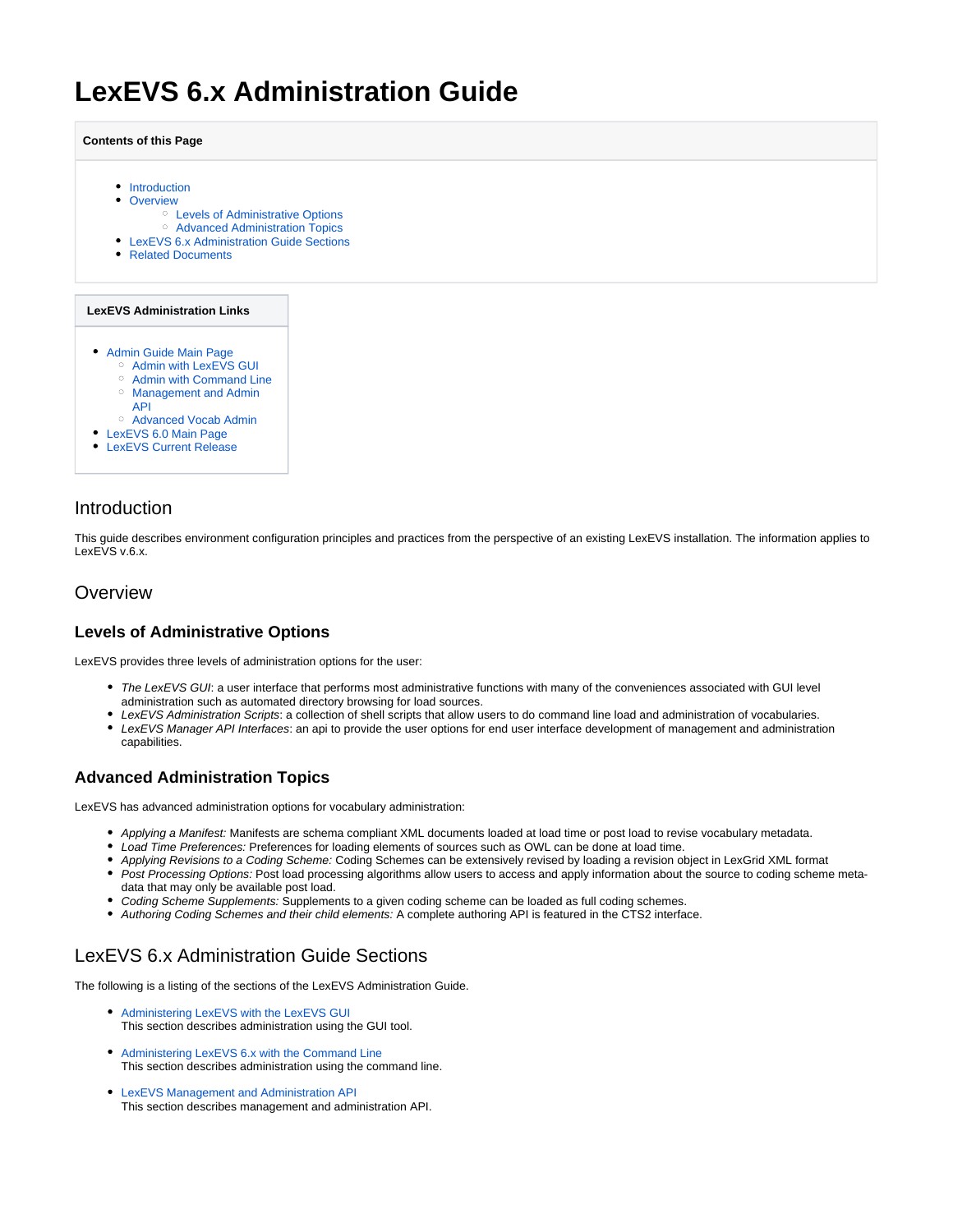# LexEVS 6.x Administration Guide

**Contents of this Page**

- Introduction
- Overview
  - Levels of Administrative Options
  - Advanced Administration Topics
- LexEVS 6.x Administration Guide Sections
- Related Documents

**LexEVS Administration Links**

- Admin Guide Main Page
  - Admin with LexEVS GUI
  - Admin with Command Line
  - Management and Admin API
  - Advanced Vocab Admin
- LexEVS 6.0 Main Page
- LexEVS Current Release

## Introduction

This guide describes environment configuration principles and practices from the perspective of an existing LexEVS installation. The information applies to LexEVS v.6.x.

## Overview

### Levels of Administrative Options

LexEVS provides three levels of administration options for the user:

- *The LexEVS GUI*: a user interface that performs most administrative functions with many of the conveniences associated with GUI level administration such as automated directory browsing for load sources.
- *LexEVS Administration Scripts*: a collection of shell scripts that allow users to do command line load and administration of vocabularies.
- *LexEVS Manager API Interfaces*: an api to provide the user options for end user interface development of management and administration capabilities.

### Advanced Administration Topics

LexEVS has advanced administration options for vocabulary administration:

- *Applying a Manifest:* Manifests are schema compliant XML documents loaded at load time or post load to revise vocabulary metadata.
- *Load Time Preferences:* Preferences for loading elements of sources such as OWL can be done at load time.
- *Applying Revisions to a Coding Scheme:* Coding Schemes can be extensively revised by loading a revision object in LexGrid XML format
- *Post Processing Options:* Post load processing algorithms allow users to access and apply information about the source to coding scheme meta-data that may only be available post load.
- *Coding Scheme Supplements:* Supplements to a given coding scheme can be loaded as full coding schemes.
- *Authoring Coding Schemes and their child elements:* A complete authoring API is featured in the CTS2 interface.

## LexEVS 6.x Administration Guide Sections

The following is a listing of the sections of the LexEVS Administration Guide.

- Administering LexEVS with the LexEVS GUI
  This section describes administration using the GUI tool.

- Administering LexEVS 6.x with the Command Line
  This section describes administration using the command line.

- LexEVS Management and Administration API
  This section describes management and administration API.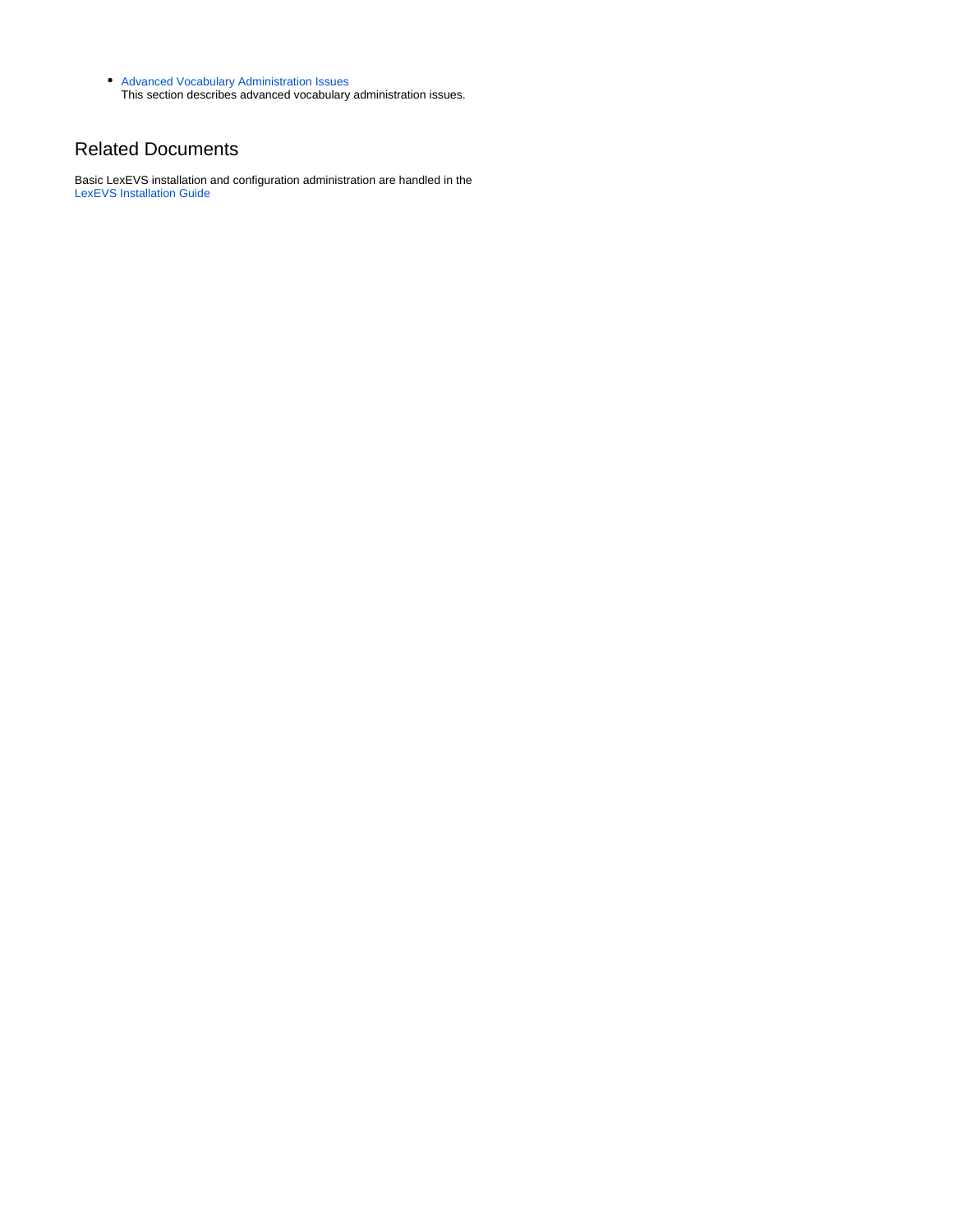- Advanced Vocabulary Administration Issues
  This section describes advanced vocabulary administration issues.

## Related Documents

Basic LexEVS installation and configuration administration are handled in the
LexEVS Installation Guide